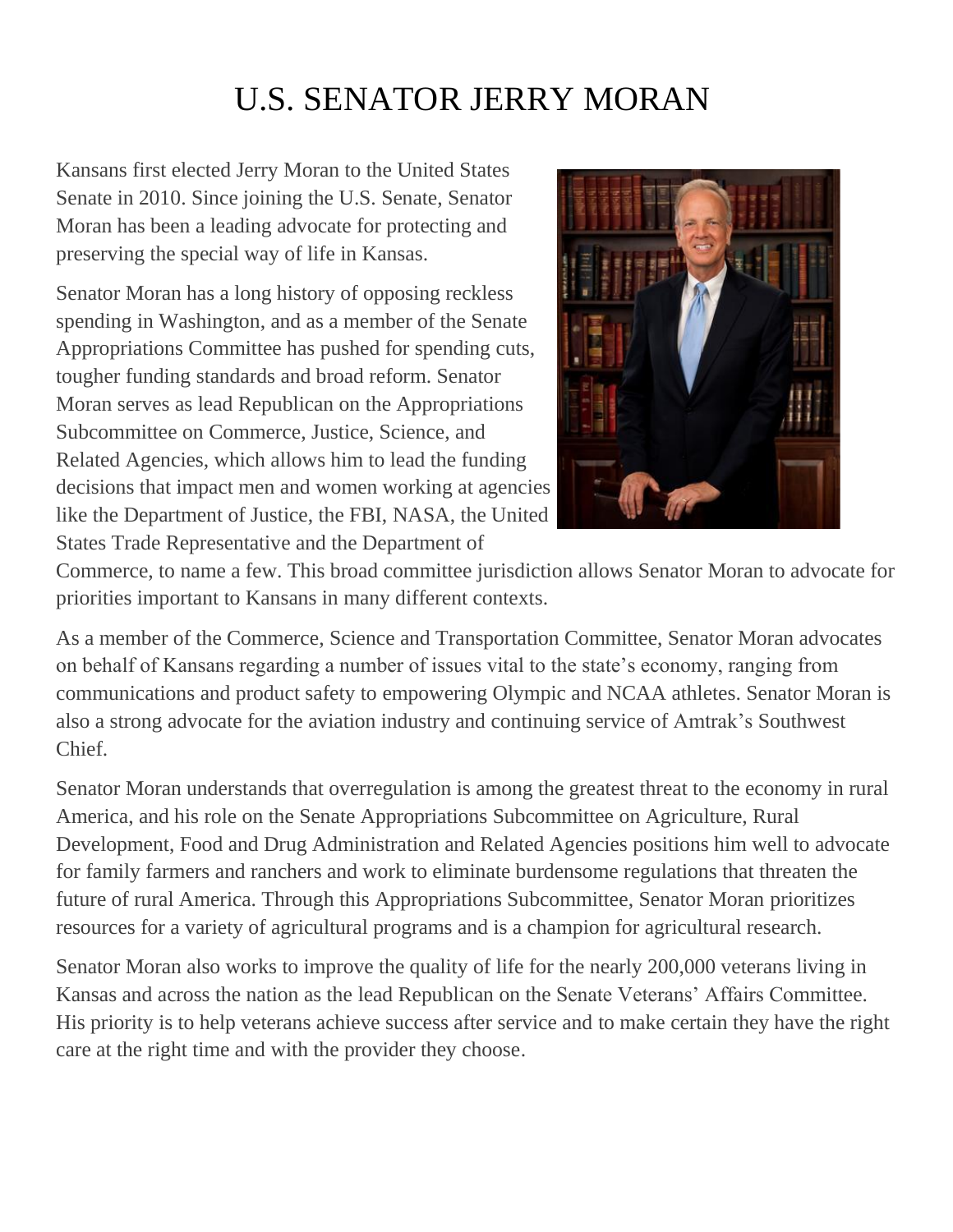# U.S. SENATOR JERRY MORAN

Kansans first elected Jerry Moran to the United States Senate in 2010. Since joining the U.S. Senate, Senator Moran has been a leading advocate for protecting and preserving the special way of life in Kansas.

Senator Moran has a long history of opposing reckless spending in Washington, and as a member of the Senate Appropriations Committee has pushed for spending cuts, tougher funding standards and broad reform. Senator Moran serves as lead Republican on the Appropriations Subcommittee on Commerce, Justice, Science, and Related Agencies, which allows him to lead the funding decisions that impact men and women working at agencies like the Department of Justice, the FBI, NASA, the United States Trade Representative and the Department of Commerce, to name a few. This broad committee jurisdiction allows Senator Moran to advocate for priorities important to Kansans in many different contexts.

As a member of the Commerce, Science and Transportation Committee, Senator Moran advocates on behalf of Kansans regarding a number of issues vital to the state's economy, ranging from communications and product safety to empowering Olympic and NCAA athletes. Senator Moran is also a strong advocate for the aviation industry and continuing service of Amtrak's Southwest Chief.

Senator Moran understands that overregulation is among the greatest threat to the economy in rural America, and his role on the Senate Appropriations Subcommittee on Agriculture, Rural Development, Food and Drug Administration and Related Agencies positions him well to advocate for family farmers and ranchers and work to eliminate burdensome regulations that threaten the future of rural America. Through this Appropriations Subcommittee, Senator Moran prioritizes resources for a variety of agricultural programs and is a champion for agricultural research.

Senator Moran also works to improve the quality of life for the nearly 200,000 veterans living in Kansas and across the nation as the lead Republican on the Senate Veterans' Affairs Committee. His priority is to help veterans achieve success after service and to make certain they have the right care at the right time and with the provider they choose.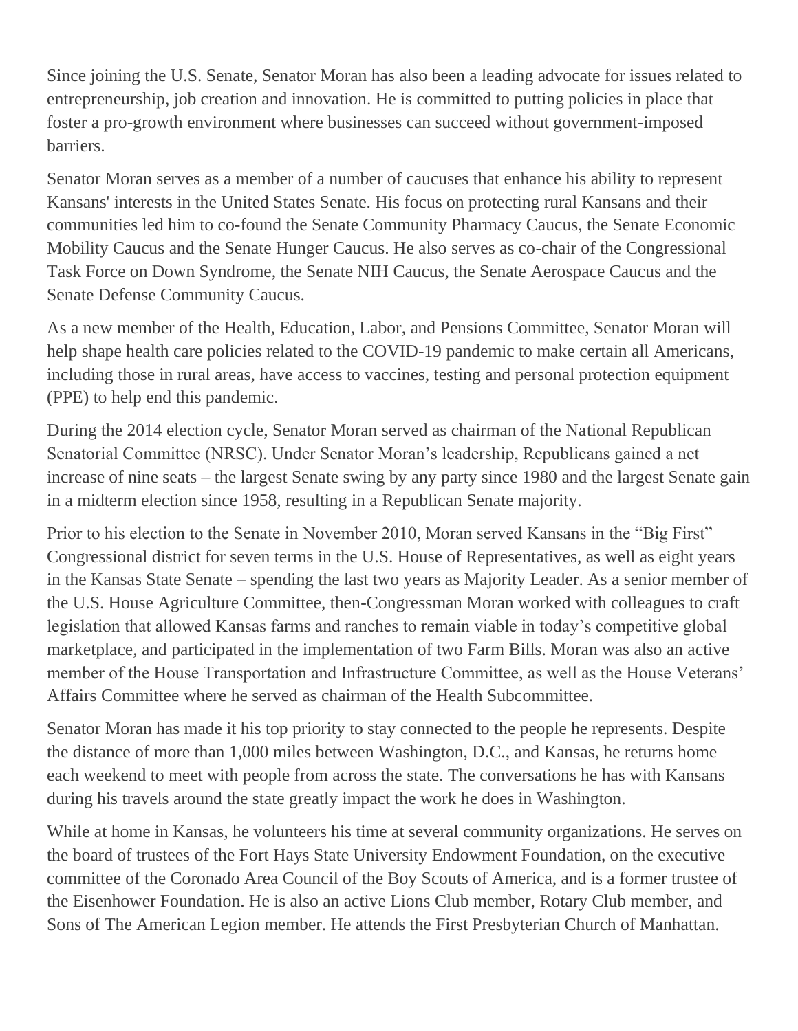Since joining the U.S. Senate, Senator Moran has also been a leading advocate for issues related to entrepreneurship, job creation and innovation. He is committed to putting policies in place that foster a pro-growth environment where businesses can succeed without government-imposed barriers.

Senator Moran serves as a member of a number of caucuses that enhance his ability to represent Kansans' interests in the United States Senate. His focus on protecting rural Kansans and their communities led him to co-found the Senate Community Pharmacy Caucus, the Senate Economic Mobility Caucus and the Senate Hunger Caucus. He also serves as co-chair of the Congressional Task Force on Down Syndrome, the Senate NIH Caucus, the Senate Aerospace Caucus and the Senate Defense Community Caucus.

As a new member of the Health, Education, Labor, and Pensions Committee, Senator Moran will help shape health care policies related to the COVID-19 pandemic to make certain all Americans, including those in rural areas, have access to vaccines, testing and personal protection equipment (PPE) to help end this pandemic.

During the 2014 election cycle, Senator Moran served as chairman of the National Republican Senatorial Committee (NRSC). Under Senator Moran's leadership, Republicans gained a net increase of nine seats – the largest Senate swing by any party since 1980 and the largest Senate gain in a midterm election since 1958, resulting in a Republican Senate majority.

Prior to his election to the Senate in November 2010, Moran served Kansans in the "Big First" Congressional district for seven terms in the U.S. House of Representatives, as well as eight years in the Kansas State Senate – spending the last two years as Majority Leader. As a senior member of the U.S. House Agriculture Committee, then-Congressman Moran worked with colleagues to craft legislation that allowed Kansas farms and ranches to remain viable in today's competitive global marketplace, and participated in the implementation of two Farm Bills. Moran was also an active member of the House Transportation and Infrastructure Committee, as well as the House Veterans' Affairs Committee where he served as chairman of the Health Subcommittee.

Senator Moran has made it his top priority to stay connected to the people he represents. Despite the distance of more than 1,000 miles between Washington, D.C., and Kansas, he returns home each weekend to meet with people from across the state. The conversations he has with Kansans during his travels around the state greatly impact the work he does in Washington.

While at home in Kansas, he volunteers his time at several community organizations. He serves on the board of trustees of the Fort Hays State University Endowment Foundation, on the executive committee of the Coronado Area Council of the Boy Scouts of America, and is a former trustee of the Eisenhower Foundation. He is also an active Lions Club member, Rotary Club member, and Sons of The American Legion member. He attends the First Presbyterian Church of Manhattan.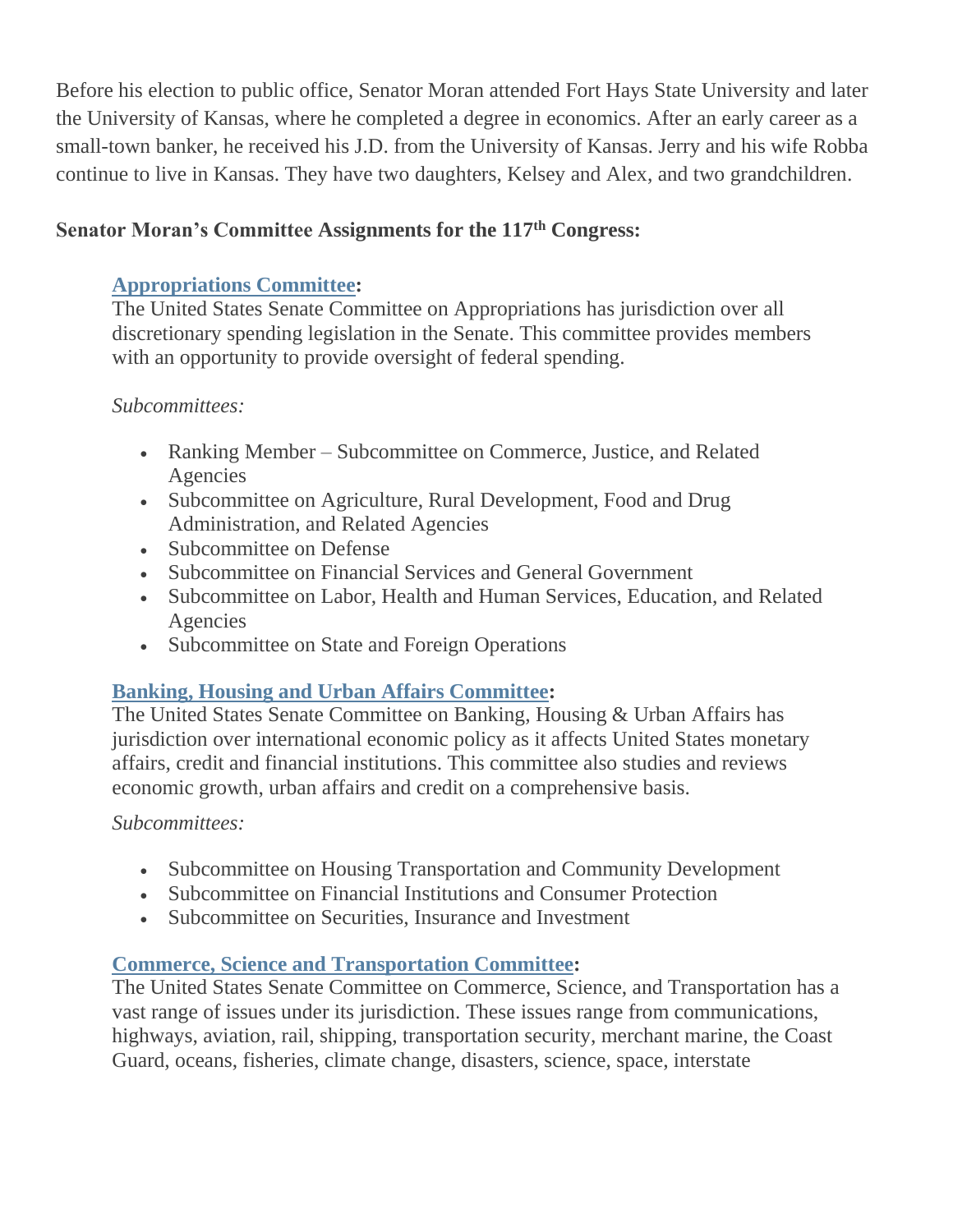Before his election to public office, Senator Moran attended Fort Hays State University and later the University of Kansas, where he completed a degree in economics. After an early career as a small-town banker, he received his J.D. from the University of Kansas. Jerry and his wife Robba continue to live in Kansas. They have two daughters, Kelsey and Alex, and two grandchildren.

**Senator Moran's Committee Assignments for the 117th Congress:**

**Appropriations Committee:**
The United States Senate Committee on Appropriations has jurisdiction over all discretionary spending legislation in the Senate. This committee provides members with an opportunity to provide oversight of federal spending.

*Subcommittees:*

- Ranking Member – Subcommittee on Commerce, Justice, and Related Agencies
- Subcommittee on Agriculture, Rural Development, Food and Drug Administration, and Related Agencies
- Subcommittee on Defense
- Subcommittee on Financial Services and General Government
- Subcommittee on Labor, Health and Human Services, Education, and Related Agencies
- Subcommittee on State and Foreign Operations

**Banking, Housing and Urban Affairs Committee:**
The United States Senate Committee on Banking, Housing & Urban Affairs has jurisdiction over international economic policy as it affects United States monetary affairs, credit and financial institutions. This committee also studies and reviews economic growth, urban affairs and credit on a comprehensive basis.

*Subcommittees:*

- Subcommittee on Housing Transportation and Community Development
- Subcommittee on Financial Institutions and Consumer Protection
- Subcommittee on Securities, Insurance and Investment

**Commerce, Science and Transportation Committee:**
The United States Senate Committee on Commerce, Science, and Transportation has a vast range of issues under its jurisdiction. These issues range from communications, highways, aviation, rail, shipping, transportation security, merchant marine, the Coast Guard, oceans, fisheries, climate change, disasters, science, space, interstate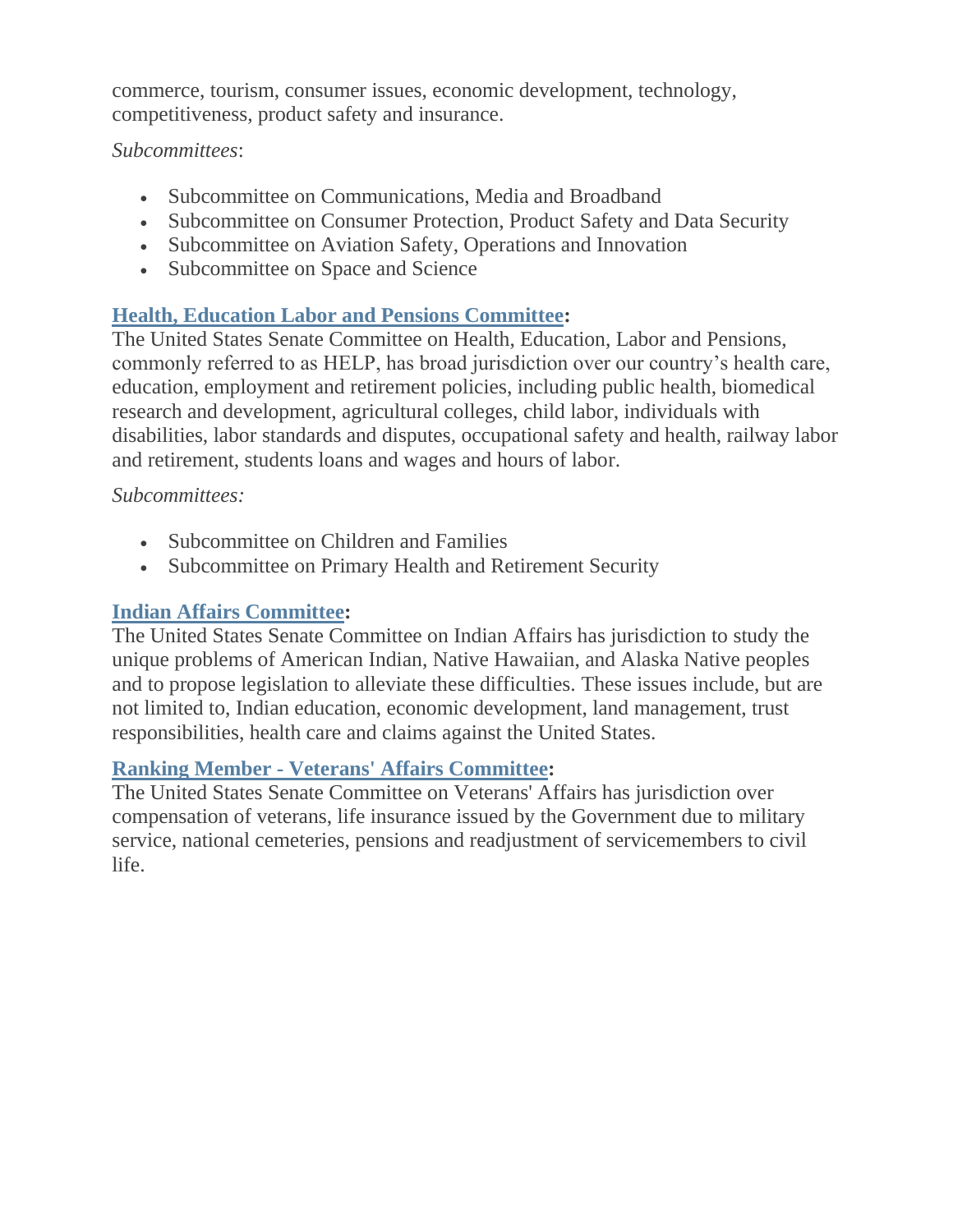commerce, tourism, consumer issues, economic development, technology, competitiveness, product safety and insurance.

*Subcommittees*:

- Subcommittee on Communications, Media and Broadband
- Subcommittee on Consumer Protection, Product Safety and Data Security
- Subcommittee on Aviation Safety, Operations and Innovation
- Subcommittee on Space and Science

**Health, Education Labor and Pensions Committee:**
The United States Senate Committee on Health, Education, Labor and Pensions, commonly referred to as HELP, has broad jurisdiction over our country's health care, education, employment and retirement policies, including public health, biomedical research and development, agricultural colleges, child labor, individuals with disabilities, labor standards and disputes, occupational safety and health, railway labor and retirement, students loans and wages and hours of labor.

*Subcommittees:*

- Subcommittee on Children and Families
- Subcommittee on Primary Health and Retirement Security

**Indian Affairs Committee:**
The United States Senate Committee on Indian Affairs has jurisdiction to study the unique problems of American Indian, Native Hawaiian, and Alaska Native peoples and to propose legislation to alleviate these difficulties. These issues include, but are not limited to, Indian education, economic development, land management, trust responsibilities, health care and claims against the United States.

**Ranking Member - Veterans' Affairs Committee:**
The United States Senate Committee on Veterans' Affairs has jurisdiction over compensation of veterans, life insurance issued by the Government due to military service, national cemeteries, pensions and readjustment of servicemembers to civil life.